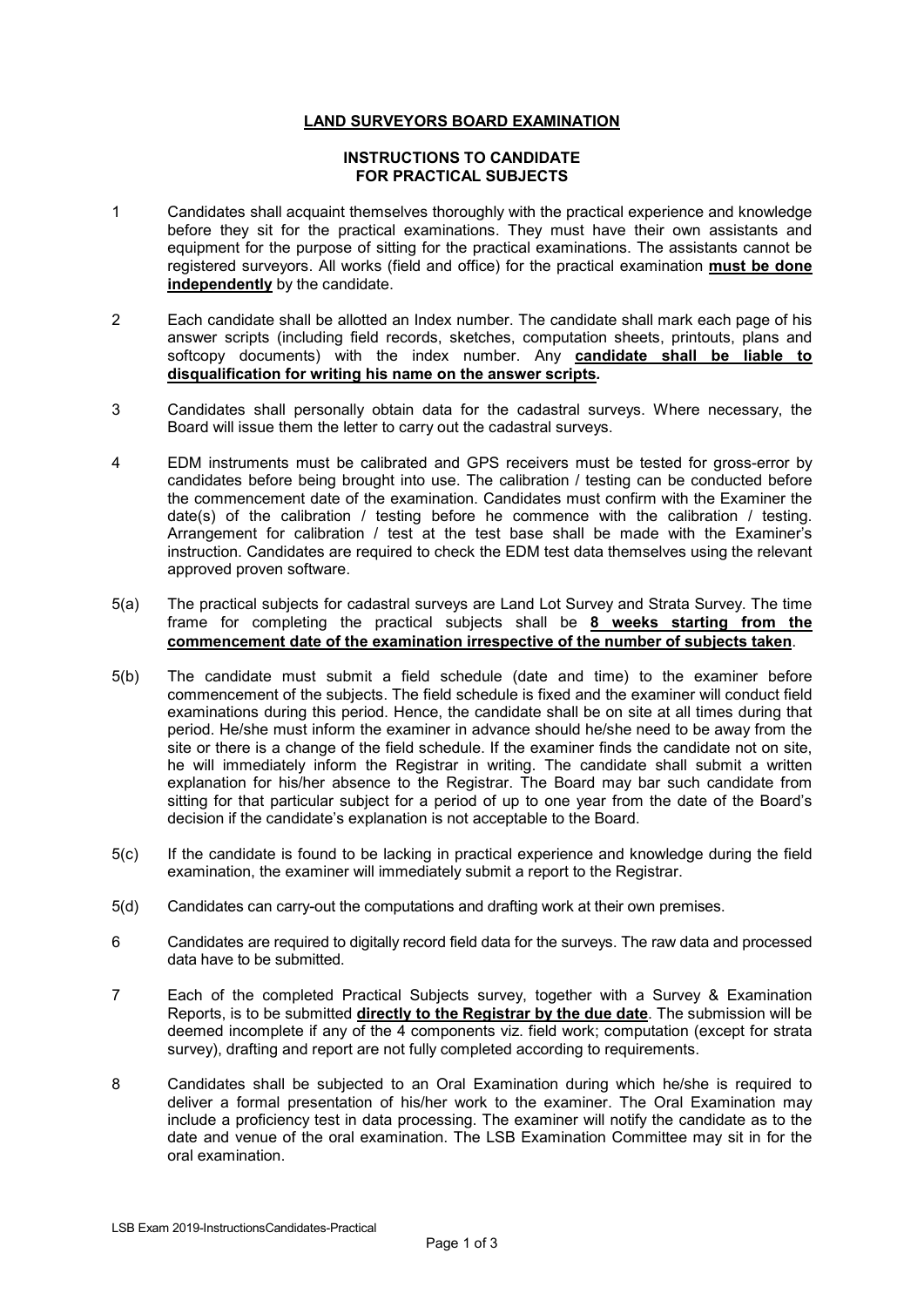# LAND SURVEYORS BOARD EXAMINATION

## INSTRUCTIONS TO CANDIDATE FOR PRACTICAL SUBJECTS

1 Candidates shall acquaint themselves thoroughly with the practical experience and knowledge before they sit for the practical examinations. They must have their own assistants and equipment for the purpose of sitting for the practical examinations. The assistants cannot be registered surveyors. All works (field and office) for the practical examination **must be done independently** by the candidate.

2 Each candidate shall be allotted an Index number. The candidate shall mark each page of his answer scripts (including field records, sketches, computation sheets, printouts, plans and softcopy documents) with the index number. Any **candidate shall be liable to disqualification for writing his name on the answer scripts.**

3 Candidates shall personally obtain data for the cadastral surveys. Where necessary, the Board will issue them the letter to carry out the cadastral surveys.

4 EDM instruments must be calibrated and GPS receivers must be tested for gross-error by candidates before being brought into use. The calibration / testing can be conducted before the commencement date of the examination. Candidates must confirm with the Examiner the date(s) of the calibration / testing before he commence with the calibration / testing. Arrangement for calibration / test at the test base shall be made with the Examiner's instruction. Candidates are required to check the EDM test data themselves using the relevant approved proven software.

5(a) The practical subjects for cadastral surveys are Land Lot Survey and Strata Survey. The time frame for completing the practical subjects shall be **8 weeks starting from the commencement date of the examination irrespective of the number of subjects taken**.

5(b) The candidate must submit a field schedule (date and time) to the examiner before commencement of the subjects. The field schedule is fixed and the examiner will conduct field examinations during this period. Hence, the candidate shall be on site at all times during that period. He/she must inform the examiner in advance should he/she need to be away from the site or there is a change of the field schedule. If the examiner finds the candidate not on site, he will immediately inform the Registrar in writing. The candidate shall submit a written explanation for his/her absence to the Registrar. The Board may bar such candidate from sitting for that particular subject for a period of up to one year from the date of the Board's decision if the candidate's explanation is not acceptable to the Board.

5(c) If the candidate is found to be lacking in practical experience and knowledge during the field examination, the examiner will immediately submit a report to the Registrar.

5(d) Candidates can carry-out the computations and drafting work at their own premises.

6 Candidates are required to digitally record field data for the surveys. The raw data and processed data have to be submitted.

7 Each of the completed Practical Subjects survey, together with a Survey & Examination Reports, is to be submitted **directly to the Registrar by the due date**. The submission will be deemed incomplete if any of the 4 components viz. field work; computation (except for strata survey), drafting and report are not fully completed according to requirements.

8 Candidates shall be subjected to an Oral Examination during which he/she is required to deliver a formal presentation of his/her work to the examiner. The Oral Examination may include a proficiency test in data processing. The examiner will notify the candidate as to the date and venue of the oral examination. The LSB Examination Committee may sit in for the oral examination.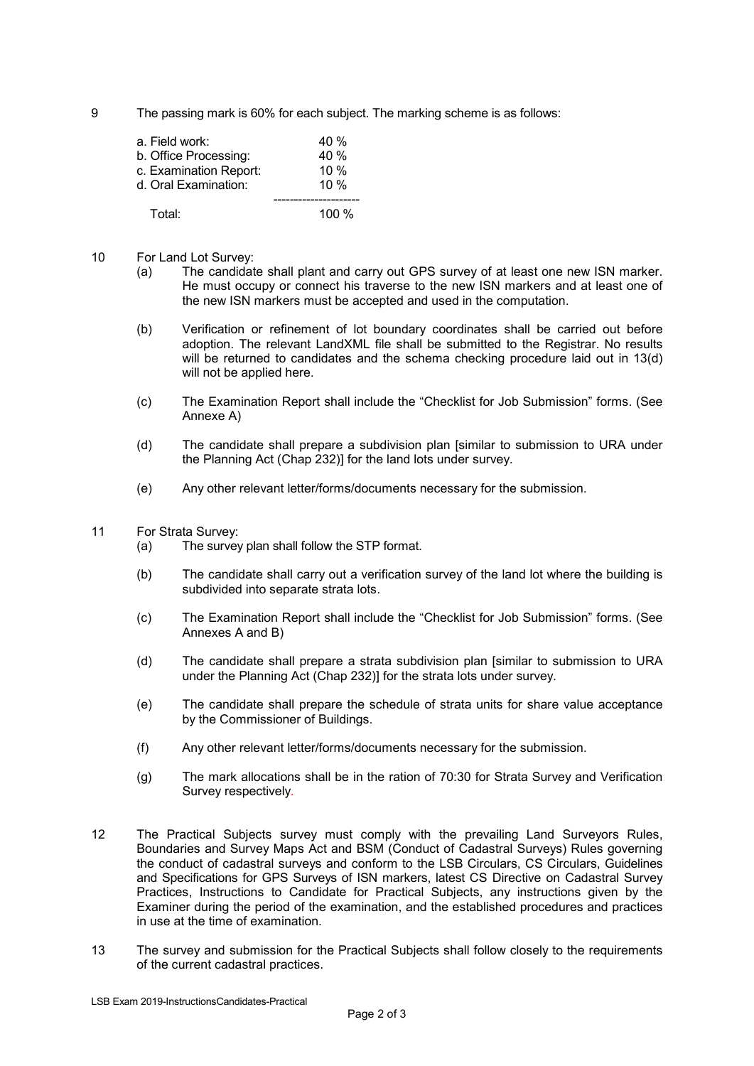9 The passing mark is 60% for each subject. The marking scheme is as follows:

| | |
|---|---|
| a. Field work: | 40 % |
| b. Office Processing: | 40 % |
| c. Examination Report: | 10 % |
| d. Oral Examination: | 10 % |
| Total: | 100 % |

10 For Land Lot Survey:

(a) The candidate shall plant and carry out GPS survey of at least one new ISN marker. He must occupy or connect his traverse to the new ISN markers and at least one of the new ISN markers must be accepted and used in the computation.

(b) Verification or refinement of lot boundary coordinates shall be carried out before adoption. The relevant LandXML file shall be submitted to the Registrar. No results will be returned to candidates and the schema checking procedure laid out in 13(d) will not be applied here.

(c) The Examination Report shall include the "Checklist for Job Submission" forms. (See Annexe A)

(d) The candidate shall prepare a subdivision plan [similar to submission to URA under the Planning Act (Chap 232)] for the land lots under survey.

(e) Any other relevant letter/forms/documents necessary for the submission.

11 For Strata Survey:

(a) The survey plan shall follow the STP format.

(b) The candidate shall carry out a verification survey of the land lot where the building is subdivided into separate strata lots.

(c) The Examination Report shall include the "Checklist for Job Submission" forms. (See Annexes A and B)

(d) The candidate shall prepare a strata subdivision plan [similar to submission to URA under the Planning Act (Chap 232)] for the strata lots under survey.

(e) The candidate shall prepare the schedule of strata units for share value acceptance by the Commissioner of Buildings.

(f) Any other relevant letter/forms/documents necessary for the submission.

(g) The mark allocations shall be in the ration of 70:30 for Strata Survey and Verification Survey respectively.

12 The Practical Subjects survey must comply with the prevailing Land Surveyors Rules, Boundaries and Survey Maps Act and BSM (Conduct of Cadastral Surveys) Rules governing the conduct of cadastral surveys and conform to the LSB Circulars, CS Circulars, Guidelines and Specifications for GPS Surveys of ISN markers, latest CS Directive on Cadastral Survey Practices, Instructions to Candidate for Practical Subjects, any instructions given by the Examiner during the period of the examination, and the established procedures and practices in use at the time of examination.

13 The survey and submission for the Practical Subjects shall follow closely to the requirements of the current cadastral practices.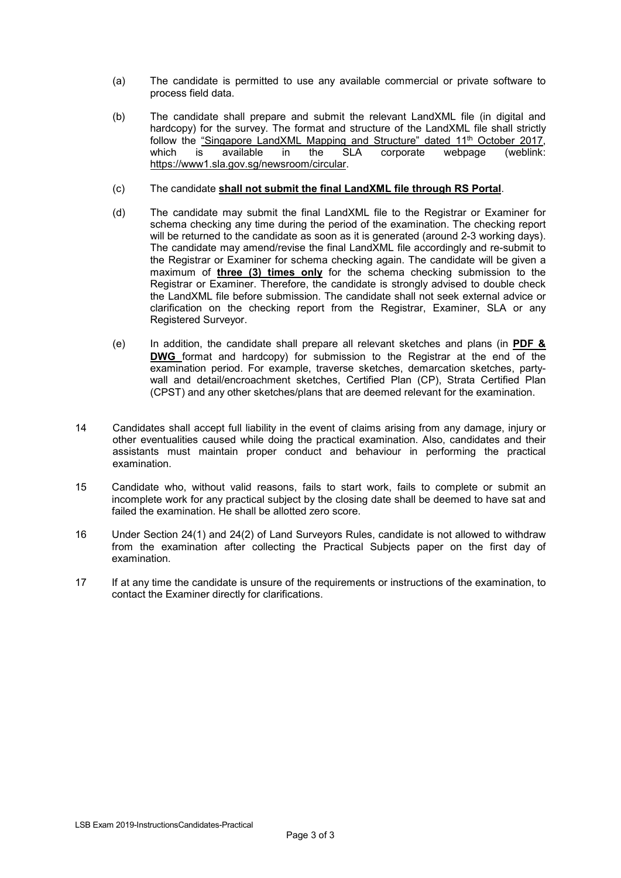(a) The candidate is permitted to use any available commercial or private software to process field data.

(b) The candidate shall prepare and submit the relevant LandXML file (in digital and hardcopy) for the survey. The format and structure of the LandXML file shall strictly follow the "Singapore LandXML Mapping and Structure" dated 11th October 2017, which is available in the SLA corporate webpage (weblink: https://www1.sla.gov.sg/newsroom/circular.

(c) The candidate **shall not submit the final LandXML file through RS Portal**.

(d) The candidate may submit the final LandXML file to the Registrar or Examiner for schema checking any time during the period of the examination. The checking report will be returned to the candidate as soon as it is generated (around 2-3 working days). The candidate may amend/revise the final LandXML file accordingly and re-submit to the Registrar or Examiner for schema checking again. The candidate will be given a maximum of **three (3) times only** for the schema checking submission to the Registrar or Examiner. Therefore, the candidate is strongly advised to double check the LandXML file before submission. The candidate shall not seek external advice or clarification on the checking report from the Registrar, Examiner, SLA or any Registered Surveyor.

(e) In addition, the candidate shall prepare all relevant sketches and plans (in **PDF & DWG** format and hardcopy) for submission to the Registrar at the end of the examination period. For example, traverse sketches, demarcation sketches, party-wall and detail/encroachment sketches, Certified Plan (CP), Strata Certified Plan (CPST) and any other sketches/plans that are deemed relevant for the examination.

14 Candidates shall accept full liability in the event of claims arising from any damage, injury or other eventualities caused while doing the practical examination. Also, candidates and their assistants must maintain proper conduct and behaviour in performing the practical examination.

15 Candidate who, without valid reasons, fails to start work, fails to complete or submit an incomplete work for any practical subject by the closing date shall be deemed to have sat and failed the examination. He shall be allotted zero score.

16 Under Section 24(1) and 24(2) of Land Surveyors Rules, candidate is not allowed to withdraw from the examination after collecting the Practical Subjects paper on the first day of examination.

17 If at any time the candidate is unsure of the requirements or instructions of the examination, to contact the Examiner directly for clarifications.